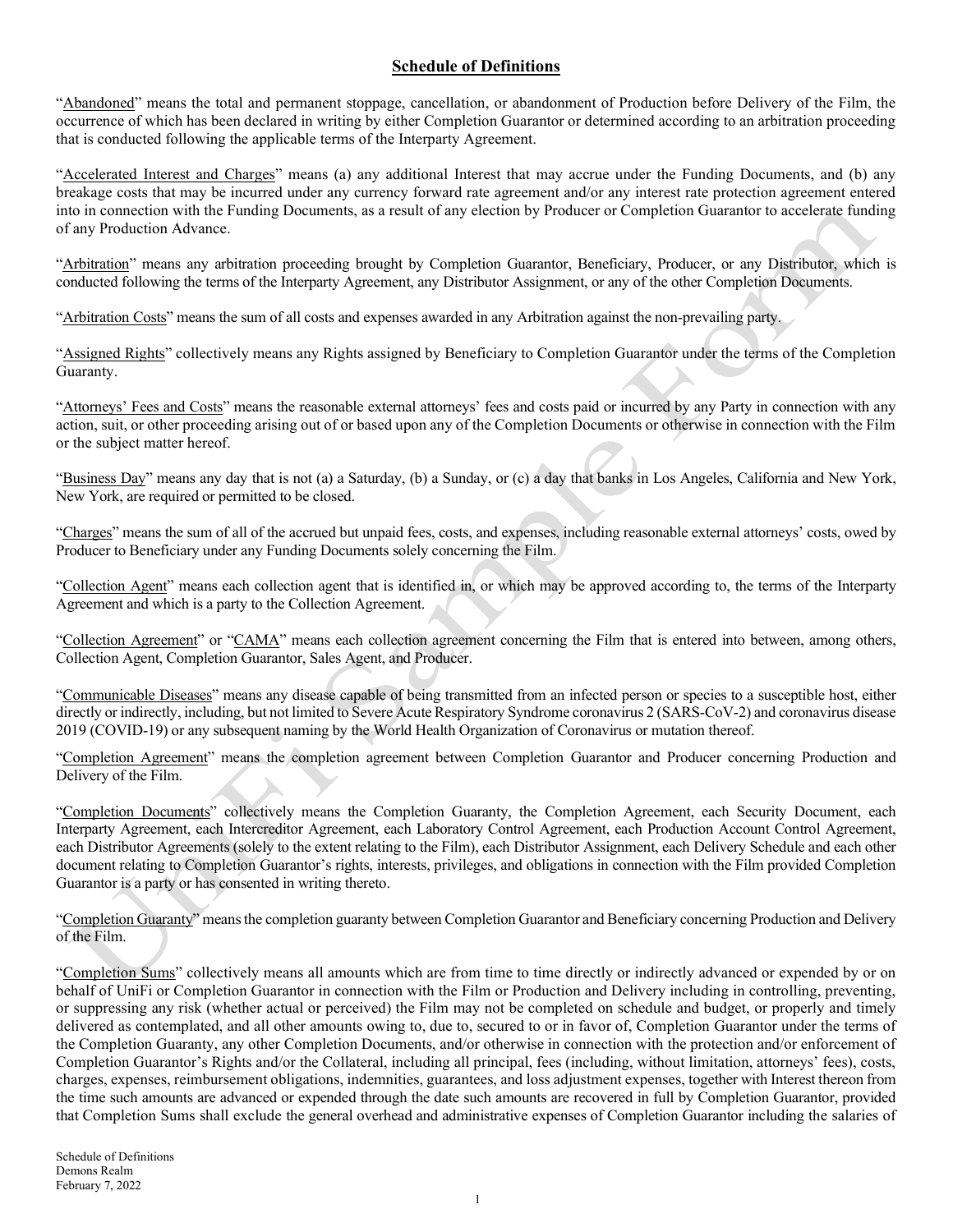## Schedule of Definitions

"Abandoned" means the total and permanent stoppage, cancellation, or abandonment of Production before Delivery of the Film, the occurrence of which has been declared in writing by either Completion Guarantor or determined according to an arbitration proceeding that is conducted following the applicable terms of the Interparty Agreement.

"Accelerated Interest and Charges" means (a) any additional Interest that may accrue under the Funding Documents, and (b) any breakage costs that may be incurred under any currency forward rate agreement and/or any interest rate protection agreement entered into in connection with the Funding Documents, as a result of any election by Producer or Completion Guarantor to accelerate funding of any Production Advance.

"Arbitration" means any arbitration proceeding brought by Completion Guarantor, Beneficiary, Producer, or any Distributor, which is conducted following the terms of the Interparty Agreement, any Distributor Assignment, or any of the other Completion Documents.

"Arbitration Costs" means the sum of all costs and expenses awarded in any Arbitration against the non-prevailing party.

"Assigned Rights" collectively means any Rights assigned by Beneficiary to Completion Guarantor under the terms of the Completion Guaranty.

"Attorneys' Fees and Costs" means the reasonable external attorneys' fees and costs paid or incurred by any Party in connection with any action, suit, or other proceeding arising out of or based upon any of the Completion Documents or otherwise in connection with the Film or the subject matter hereof.

"Business Day" means any day that is not (a) a Saturday, (b) a Sunday, or (c) a day that banks in Los Angeles, California and New York, New York, are required or permitted to be closed.

"Charges" means the sum of all of the accrued but unpaid fees, costs, and expenses, including reasonable external attorneys' costs, owed by Producer to Beneficiary under any Funding Documents solely concerning the Film.

"Collection Agent" means each collection agent that is identified in, or which may be approved according to, the terms of the Interparty Agreement and which is a party to the Collection Agreement.

"Collection Agreement" or "CAMA" means each collection agreement concerning the Film that is entered into between, among others, Collection Agent, Completion Guarantor, Sales Agent, and Producer.

"Communicable Diseases" means any disease capable of being transmitted from an infected person or species to a susceptible host, either directly or indirectly, including, but not limited to Severe Acute Respiratory Syndrome coronavirus 2 (SARS-CoV-2) and coronavirus disease 2019 (COVID-19) or any subsequent naming by the World Health Organization of Coronavirus or mutation thereof.

"Completion Agreement" means the completion agreement between Completion Guarantor and Producer concerning Production and Delivery of the Film.

"Completion Documents" collectively means the Completion Guaranty, the Completion Agreement, each Security Document, each Interparty Agreement, each Intercreditor Agreement, each Laboratory Control Agreement, each Production Account Control Agreement, each Distributor Agreements (solely to the extent relating to the Film), each Distributor Assignment, each Delivery Schedule and each other document relating to Completion Guarantor's rights, interests, privileges, and obligations in connection with the Film provided Completion Guarantor is a party or has consented in writing thereto.

"Completion Guaranty" means the completion guaranty between Completion Guarantor and Beneficiary concerning Production and Delivery of the Film.

"Completion Sums" collectively means all amounts which are from time to time directly or indirectly advanced or expended by or on behalf of UniFi or Completion Guarantor in connection with the Film or Production and Delivery including in controlling, preventing, or suppressing any risk (whether actual or perceived) the Film may not be completed on schedule and budget, or properly and timely delivered as contemplated, and all other amounts owing to, due to, secured to or in favor of, Completion Guarantor under the terms of the Completion Guaranty, any other Completion Documents, and/or otherwise in connection with the protection and/or enforcement of Completion Guarantor's Rights and/or the Collateral, including all principal, fees (including, without limitation, attorneys' fees), costs, charges, expenses, reimbursement obligations, indemnities, guarantees, and loss adjustment expenses, together with Interest thereon from the time such amounts are advanced or expended through the date such amounts are recovered in full by Completion Guarantor, provided that Completion Sums shall exclude the general overhead and administrative expenses of Completion Guarantor including the salaries of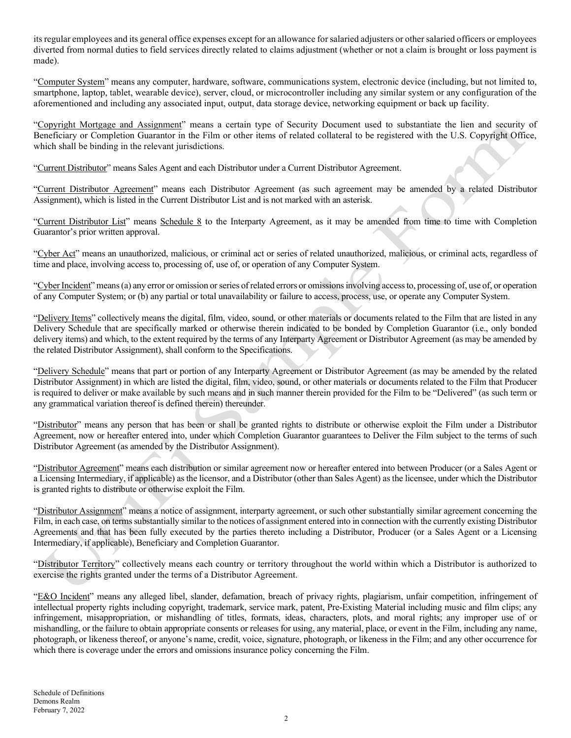its regular employees and its general office expenses except for an allowance for salaried adjusters or other salaried officers or employees diverted from normal duties to field services directly related to claims adjustment (whether or not a claim is brought or loss payment is made).

"Computer System" means any computer, hardware, software, communications system, electronic device (including, but not limited to, smartphone, laptop, tablet, wearable device), server, cloud, or microcontroller including any similar system or any configuration of the aforementioned and including any associated input, output, data storage device, networking equipment or back up facility.

"Copyright Mortgage and Assignment" means a certain type of Security Document used to substantiate the lien and security of Beneficiary or Completion Guarantor in the Film or other items of related collateral to be registered with the U.S. Copyright Office, which shall be binding in the relevant jurisdictions.

"Current Distributor" means Sales Agent and each Distributor under a Current Distributor Agreement.

"Current Distributor Agreement" means each Distributor Agreement (as such agreement may be amended by a related Distributor Assignment), which is listed in the Current Distributor List and is not marked with an asterisk.

"Current Distributor List" means Schedule 8 to the Interparty Agreement, as it may be amended from time to time with Completion Guarantor's prior written approval.

"Cyber Act" means an unauthorized, malicious, or criminal act or series of related unauthorized, malicious, or criminal acts, regardless of time and place, involving access to, processing of, use of, or operation of any Computer System.

"Cyber Incident" means (a) any error or omission or series of related errors or omissions involving access to, processing of, use of, or operation of any Computer System; or (b) any partial or total unavailability or failure to access, process, use, or operate any Computer System.

"Delivery Items" collectively means the digital, film, video, sound, or other materials or documents related to the Film that are listed in any Delivery Schedule that are specifically marked or otherwise therein indicated to be bonded by Completion Guarantor (i.e., only bonded delivery items) and which, to the extent required by the terms of any Interparty Agreement or Distributor Agreement (as may be amended by the related Distributor Assignment), shall conform to the Specifications.

"Delivery Schedule" means that part or portion of any Interparty Agreement or Distributor Agreement (as may be amended by the related Distributor Assignment) in which are listed the digital, film, video, sound, or other materials or documents related to the Film that Producer is required to deliver or make available by such means and in such manner therein provided for the Film to be "Delivered" (as such term or any grammatical variation thereof is defined therein) thereunder.

"Distributor" means any person that has been or shall be granted rights to distribute or otherwise exploit the Film under a Distributor Agreement, now or hereafter entered into, under which Completion Guarantor guarantees to Deliver the Film subject to the terms of such Distributor Agreement (as amended by the Distributor Assignment).

"Distributor Agreement" means each distribution or similar agreement now or hereafter entered into between Producer (or a Sales Agent or a Licensing Intermediary, if applicable) as the licensor, and a Distributor (other than Sales Agent) as the licensee, under which the Distributor is granted rights to distribute or otherwise exploit the Film.

"Distributor Assignment" means a notice of assignment, interparty agreement, or such other substantially similar agreement concerning the Film, in each case, on terms substantially similar to the notices of assignment entered into in connection with the currently existing Distributor Agreements and that has been fully executed by the parties thereto including a Distributor, Producer (or a Sales Agent or a Licensing Intermediary, if applicable), Beneficiary and Completion Guarantor.

"Distributor Territory" collectively means each country or territory throughout the world within which a Distributor is authorized to exercise the rights granted under the terms of a Distributor Agreement.

"E&O Incident" means any alleged libel, slander, defamation, breach of privacy rights, plagiarism, unfair competition, infringement of intellectual property rights including copyright, trademark, service mark, patent, Pre-Existing Material including music and film clips; any infringement, misappropriation, or mishandling of titles, formats, ideas, characters, plots, and moral rights; any improper use of or mishandling, or the failure to obtain appropriate consents or releases for using, any material, place, or event in the Film, including any name, photograph, or likeness thereof, or anyone's name, credit, voice, signature, photograph, or likeness in the Film; and any other occurrence for which there is coverage under the errors and omissions insurance policy concerning the Film.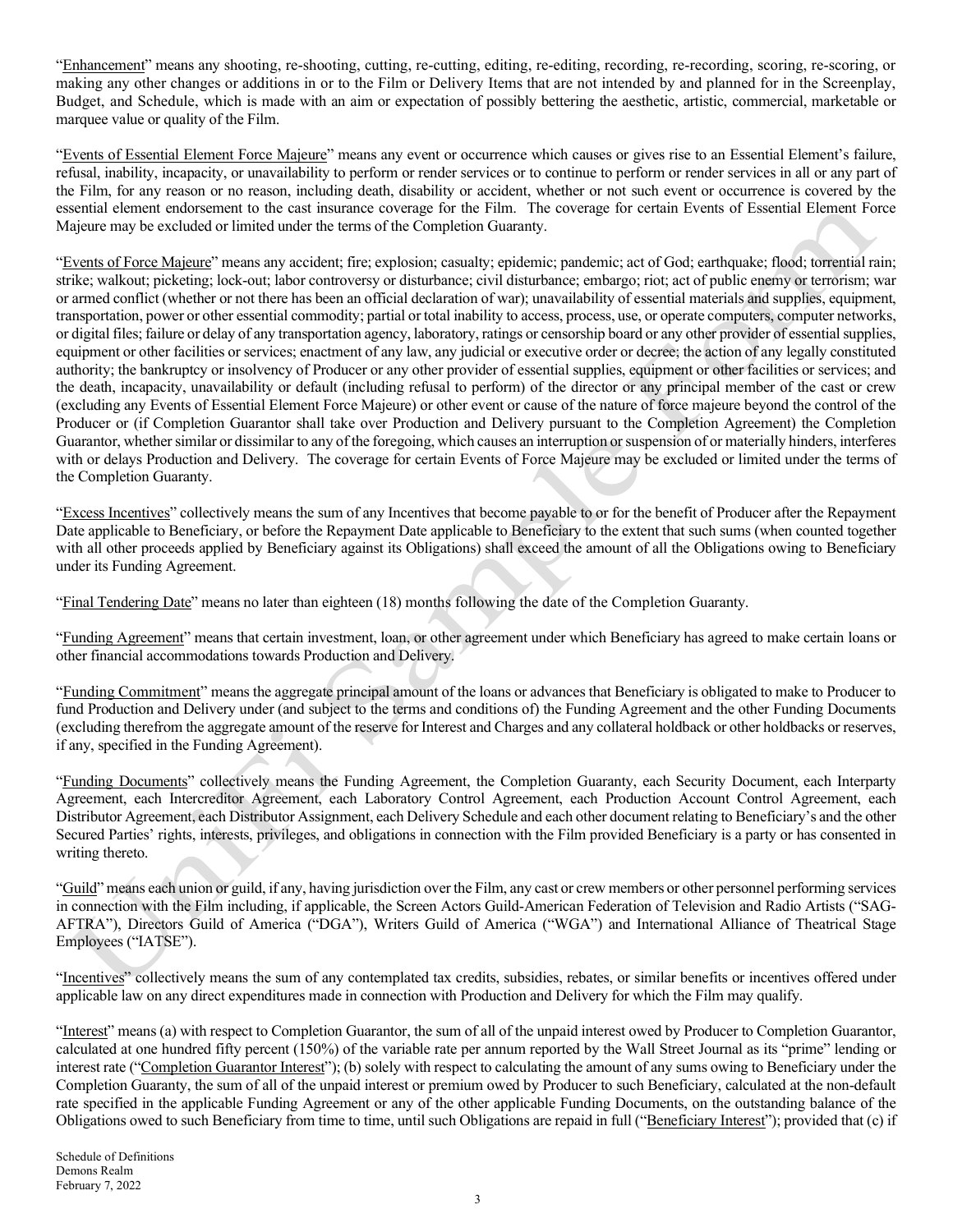"Enhancement" means any shooting, re-shooting, cutting, re-cutting, editing, re-editing, recording, re-recording, scoring, re-scoring, or making any other changes or additions in or to the Film or Delivery Items that are not intended by and planned for in the Screenplay, Budget, and Schedule, which is made with an aim or expectation of possibly bettering the aesthetic, artistic, commercial, marketable or marquee value or quality of the Film.

"Events of Essential Element Force Majeure" means any event or occurrence which causes or gives rise to an Essential Element's failure, refusal, inability, incapacity, or unavailability to perform or render services or to continue to perform or render services in all or any part of the Film, for any reason or no reason, including death, disability or accident, whether or not such event or occurrence is covered by the essential element endorsement to the cast insurance coverage for the Film. The coverage for certain Events of Essential Element Force Majeure may be excluded or limited under the terms of the Completion Guaranty.

"Events of Force Majeure" means any accident; fire; explosion; casualty; epidemic; pandemic; act of God; earthquake; flood; torrential rain; strike; walkout; picketing; lock-out; labor controversy or disturbance; civil disturbance; embargo; riot; act of public enemy or terrorism; war or armed conflict (whether or not there has been an official declaration of war); unavailability of essential materials and supplies, equipment, transportation, power or other essential commodity; partial or total inability to access, process, use, or operate computers, computer networks, or digital files; failure or delay of any transportation agency, laboratory, ratings or censorship board or any other provider of essential supplies, equipment or other facilities or services; enactment of any law, any judicial or executive order or decree; the action of any legally constituted authority; the bankruptcy or insolvency of Producer or any other provider of essential supplies, equipment or other facilities or services; and the death, incapacity, unavailability or default (including refusal to perform) of the director or any principal member of the cast or crew (excluding any Events of Essential Element Force Majeure) or other event or cause of the nature of force majeure beyond the control of the Producer or (if Completion Guarantor shall take over Production and Delivery pursuant to the Completion Agreement) the Completion Guarantor, whether similar or dissimilar to any of the foregoing, which causes an interruption or suspension of or materially hinders, interferes with or delays Production and Delivery. The coverage for certain Events of Force Majeure may be excluded or limited under the terms of the Completion Guaranty.

"Excess Incentives" collectively means the sum of any Incentives that become payable to or for the benefit of Producer after the Repayment Date applicable to Beneficiary, or before the Repayment Date applicable to Beneficiary to the extent that such sums (when counted together with all other proceeds applied by Beneficiary against its Obligations) shall exceed the amount of all the Obligations owing to Beneficiary under its Funding Agreement.

"Final Tendering Date" means no later than eighteen (18) months following the date of the Completion Guaranty.

"Funding Agreement" means that certain investment, loan, or other agreement under which Beneficiary has agreed to make certain loans or other financial accommodations towards Production and Delivery.

"Funding Commitment" means the aggregate principal amount of the loans or advances that Beneficiary is obligated to make to Producer to fund Production and Delivery under (and subject to the terms and conditions of) the Funding Agreement and the other Funding Documents (excluding therefrom the aggregate amount of the reserve for Interest and Charges and any collateral holdback or other holdbacks or reserves, if any, specified in the Funding Agreement).

"Funding Documents" collectively means the Funding Agreement, the Completion Guaranty, each Security Document, each Interparty Agreement, each Intercreditor Agreement, each Laboratory Control Agreement, each Production Account Control Agreement, each Distributor Agreement, each Distributor Assignment, each Delivery Schedule and each other document relating to Beneficiary's and the other Secured Parties' rights, interests, privileges, and obligations in connection with the Film provided Beneficiary is a party or has consented in writing thereto.

"Guild" means each union or guild, if any, having jurisdiction over the Film, any cast or crew members or other personnel performing services in connection with the Film including, if applicable, the Screen Actors Guild-American Federation of Television and Radio Artists ("SAG-AFTRA"), Directors Guild of America ("DGA"), Writers Guild of America ("WGA") and International Alliance of Theatrical Stage Employees ("IATSE").

"Incentives" collectively means the sum of any contemplated tax credits, subsidies, rebates, or similar benefits or incentives offered under applicable law on any direct expenditures made in connection with Production and Delivery for which the Film may qualify.

"Interest" means (a) with respect to Completion Guarantor, the sum of all of the unpaid interest owed by Producer to Completion Guarantor, calculated at one hundred fifty percent (150%) of the variable rate per annum reported by the Wall Street Journal as its "prime" lending or interest rate ("Completion Guarantor Interest"); (b) solely with respect to calculating the amount of any sums owing to Beneficiary under the Completion Guaranty, the sum of all of the unpaid interest or premium owed by Producer to such Beneficiary, calculated at the non-default rate specified in the applicable Funding Agreement or any of the other applicable Funding Documents, on the outstanding balance of the Obligations owed to such Beneficiary from time to time, until such Obligations are repaid in full ("Beneficiary Interest"); provided that (c) if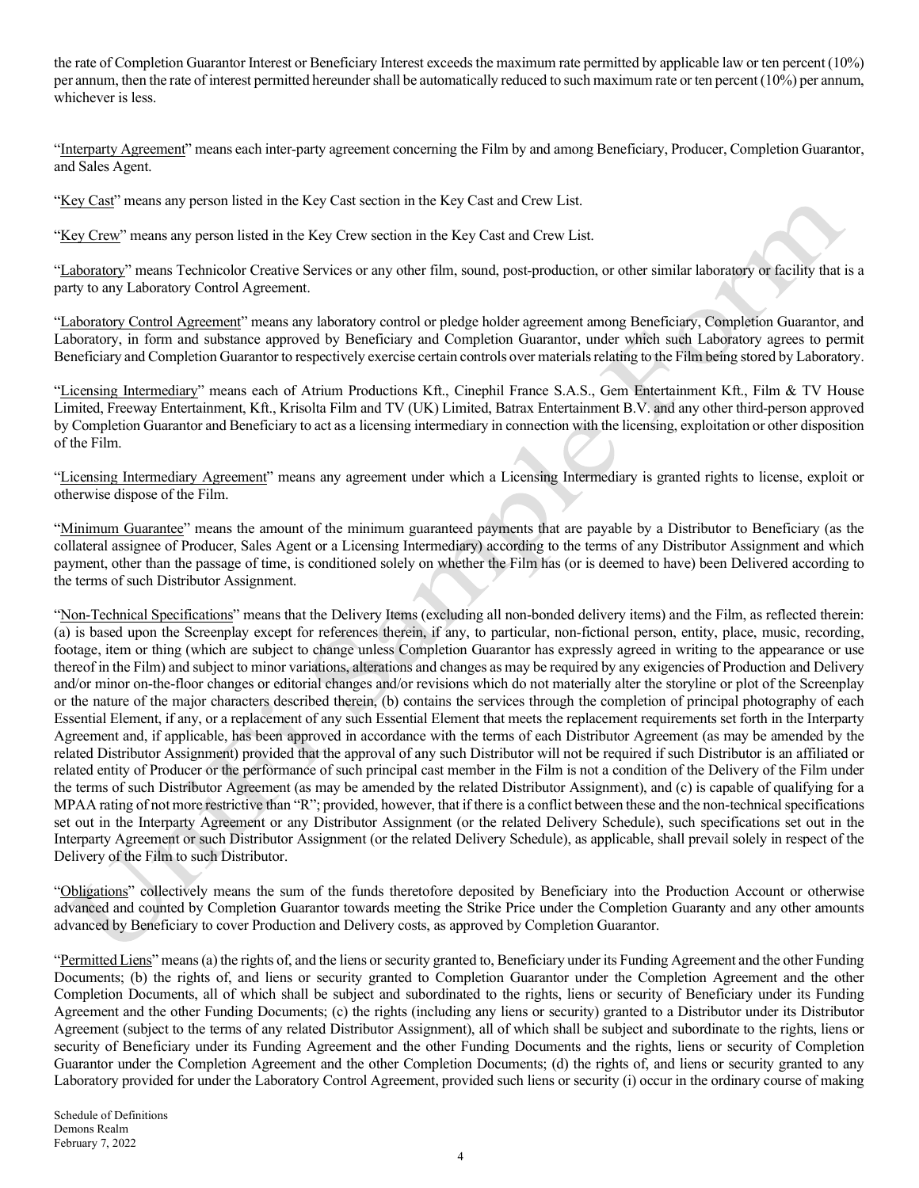the rate of Completion Guarantor Interest or Beneficiary Interest exceeds the maximum rate permitted by applicable law or ten percent (10%) per annum, then the rate of interest permitted hereunder shall be automatically reduced to such maximum rate or ten percent (10%) per annum, whichever is less.

"Interparty Agreement" means each inter-party agreement concerning the Film by and among Beneficiary, Producer, Completion Guarantor, and Sales Agent.

"Key Cast" means any person listed in the Key Cast section in the Key Cast and Crew List.

"Key Crew" means any person listed in the Key Crew section in the Key Cast and Crew List.

"Laboratory" means Technicolor Creative Services or any other film, sound, post-production, or other similar laboratory or facility that is a party to any Laboratory Control Agreement.

"Laboratory Control Agreement" means any laboratory control or pledge holder agreement among Beneficiary, Completion Guarantor, and Laboratory, in form and substance approved by Beneficiary and Completion Guarantor, under which such Laboratory agrees to permit Beneficiary and Completion Guarantor to respectively exercise certain controls over materials relating to the Film being stored by Laboratory.

"Licensing Intermediary" means each of Atrium Productions Kft., Cinephil France S.A.S., Gem Entertainment Kft., Film & TV House Limited, Freeway Entertainment, Kft., Krisolta Film and TV (UK) Limited, Batrax Entertainment B.V. and any other third-person approved by Completion Guarantor and Beneficiary to act as a licensing intermediary in connection with the licensing, exploitation or other disposition of the Film.

"Licensing Intermediary Agreement" means any agreement under which a Licensing Intermediary is granted rights to license, exploit or otherwise dispose of the Film.

"Minimum Guarantee" means the amount of the minimum guaranteed payments that are payable by a Distributor to Beneficiary (as the collateral assignee of Producer, Sales Agent or a Licensing Intermediary) according to the terms of any Distributor Assignment and which payment, other than the passage of time, is conditioned solely on whether the Film has (or is deemed to have) been Delivered according to the terms of such Distributor Assignment.

"Non-Technical Specifications" means that the Delivery Items (excluding all non-bonded delivery items) and the Film, as reflected therein: (a) is based upon the Screenplay except for references therein, if any, to particular, non-fictional person, entity, place, music, recording, footage, item or thing (which are subject to change unless Completion Guarantor has expressly agreed in writing to the appearance or use thereof in the Film) and subject to minor variations, alterations and changes as may be required by any exigencies of Production and Delivery and/or minor on-the-floor changes or editorial changes and/or revisions which do not materially alter the storyline or plot of the Screenplay or the nature of the major characters described therein, (b) contains the services through the completion of principal photography of each Essential Element, if any, or a replacement of any such Essential Element that meets the replacement requirements set forth in the Interparty Agreement and, if applicable, has been approved in accordance with the terms of each Distributor Agreement (as may be amended by the related Distributor Assignment) provided that the approval of any such Distributor will not be required if such Distributor is an affiliated or related entity of Producer or the performance of such principal cast member in the Film is not a condition of the Delivery of the Film under the terms of such Distributor Agreement (as may be amended by the related Distributor Assignment), and (c) is capable of qualifying for a MPAA rating of not more restrictive than "R"; provided, however, that if there is a conflict between these and the non-technical specifications set out in the Interparty Agreement or any Distributor Assignment (or the related Delivery Schedule), such specifications set out in the Interparty Agreement or such Distributor Assignment (or the related Delivery Schedule), as applicable, shall prevail solely in respect of the Delivery of the Film to such Distributor.

"Obligations" collectively means the sum of the funds theretofore deposited by Beneficiary into the Production Account or otherwise advanced and counted by Completion Guarantor towards meeting the Strike Price under the Completion Guaranty and any other amounts advanced by Beneficiary to cover Production and Delivery costs, as approved by Completion Guarantor.

"Permitted Liens" means (a) the rights of, and the liens or security granted to, Beneficiary under its Funding Agreement and the other Funding Documents; (b) the rights of, and liens or security granted to Completion Guarantor under the Completion Agreement and the other Completion Documents, all of which shall be subject and subordinated to the rights, liens or security of Beneficiary under its Funding Agreement and the other Funding Documents; (c) the rights (including any liens or security) granted to a Distributor under its Distributor Agreement (subject to the terms of any related Distributor Assignment), all of which shall be subject and subordinate to the rights, liens or security of Beneficiary under its Funding Agreement and the other Funding Documents and the rights, liens or security of Completion Guarantor under the Completion Agreement and the other Completion Documents; (d) the rights of, and liens or security granted to any Laboratory provided for under the Laboratory Control Agreement, provided such liens or security (i) occur in the ordinary course of making

Schedule of Definitions
Demons Realm
February 7, 2022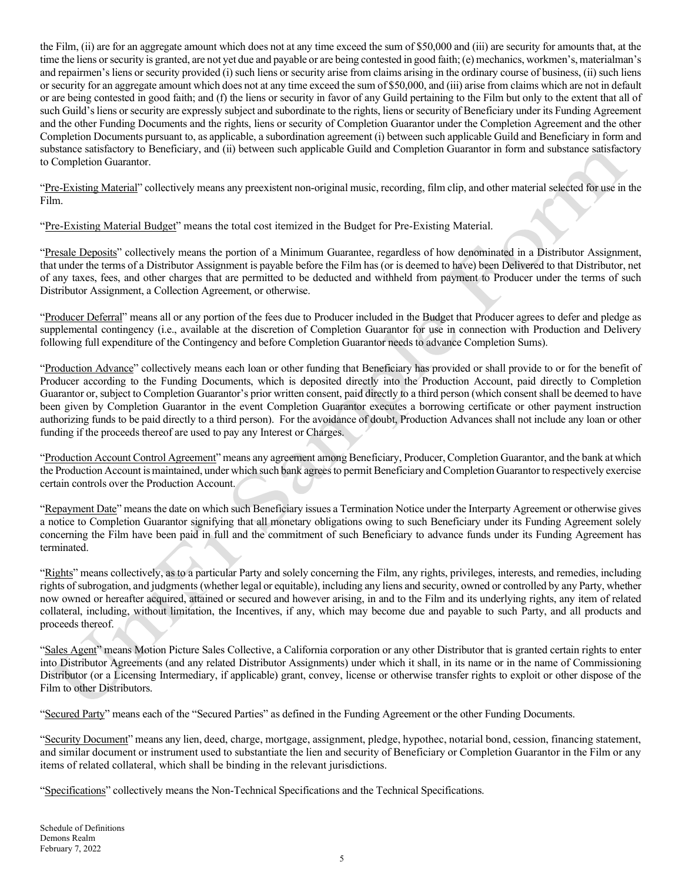the Film, (ii) are for an aggregate amount which does not at any time exceed the sum of $50,000 and (iii) are security for amounts that, at the time the liens or security is granted, are not yet due and payable or are being contested in good faith; (e) mechanics, workmen's, materialman's and repairmen's liens or security provided (i) such liens or security arise from claims arising in the ordinary course of business, (ii) such liens or security for an aggregate amount which does not at any time exceed the sum of $50,000, and (iii) arise from claims which are not in default or are being contested in good faith; and (f) the liens or security in favor of any Guild pertaining to the Film but only to the extent that all of such Guild's liens or security are expressly subject and subordinate to the rights, liens or security of Beneficiary under its Funding Agreement and the other Funding Documents and the rights, liens or security of Completion Guarantor under the Completion Agreement and the other Completion Documents pursuant to, as applicable, a subordination agreement (i) between such applicable Guild and Beneficiary in form and substance satisfactory to Beneficiary, and (ii) between such applicable Guild and Completion Guarantor in form and substance satisfactory to Completion Guarantor.

"Pre-Existing Material" collectively means any preexistent non-original music, recording, film clip, and other material selected for use in the Film.

"Pre-Existing Material Budget" means the total cost itemized in the Budget for Pre-Existing Material.

"Presale Deposits" collectively means the portion of a Minimum Guarantee, regardless of how denominated in a Distributor Assignment, that under the terms of a Distributor Assignment is payable before the Film has (or is deemed to have) been Delivered to that Distributor, net of any taxes, fees, and other charges that are permitted to be deducted and withheld from payment to Producer under the terms of such Distributor Assignment, a Collection Agreement, or otherwise.

"Producer Deferral" means all or any portion of the fees due to Producer included in the Budget that Producer agrees to defer and pledge as supplemental contingency (i.e., available at the discretion of Completion Guarantor for use in connection with Production and Delivery following full expenditure of the Contingency and before Completion Guarantor needs to advance Completion Sums).

"Production Advance" collectively means each loan or other funding that Beneficiary has provided or shall provide to or for the benefit of Producer according to the Funding Documents, which is deposited directly into the Production Account, paid directly to Completion Guarantor or, subject to Completion Guarantor's prior written consent, paid directly to a third person (which consent shall be deemed to have been given by Completion Guarantor in the event Completion Guarantor executes a borrowing certificate or other payment instruction authorizing funds to be paid directly to a third person). For the avoidance of doubt, Production Advances shall not include any loan or other funding if the proceeds thereof are used to pay any Interest or Charges.

"Production Account Control Agreement" means any agreement among Beneficiary, Producer, Completion Guarantor, and the bank at which the Production Account is maintained, under which such bank agrees to permit Beneficiary and Completion Guarantor to respectively exercise certain controls over the Production Account.

"Repayment Date" means the date on which such Beneficiary issues a Termination Notice under the Interparty Agreement or otherwise gives a notice to Completion Guarantor signifying that all monetary obligations owing to such Beneficiary under its Funding Agreement solely concerning the Film have been paid in full and the commitment of such Beneficiary to advance funds under its Funding Agreement has terminated.

"Rights" means collectively, as to a particular Party and solely concerning the Film, any rights, privileges, interests, and remedies, including rights of subrogation, and judgments (whether legal or equitable), including any liens and security, owned or controlled by any Party, whether now owned or hereafter acquired, attained or secured and however arising, in and to the Film and its underlying rights, any item of related collateral, including, without limitation, the Incentives, if any, which may become due and payable to such Party, and all products and proceeds thereof.

"Sales Agent" means Motion Picture Sales Collective, a California corporation or any other Distributor that is granted certain rights to enter into Distributor Agreements (and any related Distributor Assignments) under which it shall, in its name or in the name of Commissioning Distributor (or a Licensing Intermediary, if applicable) grant, convey, license or otherwise transfer rights to exploit or other dispose of the Film to other Distributors.

"Secured Party" means each of the "Secured Parties" as defined in the Funding Agreement or the other Funding Documents.

"Security Document" means any lien, deed, charge, mortgage, assignment, pledge, hypothec, notarial bond, cession, financing statement, and similar document or instrument used to substantiate the lien and security of Beneficiary or Completion Guarantor in the Film or any items of related collateral, which shall be binding in the relevant jurisdictions.

"Specifications" collectively means the Non-Technical Specifications and the Technical Specifications.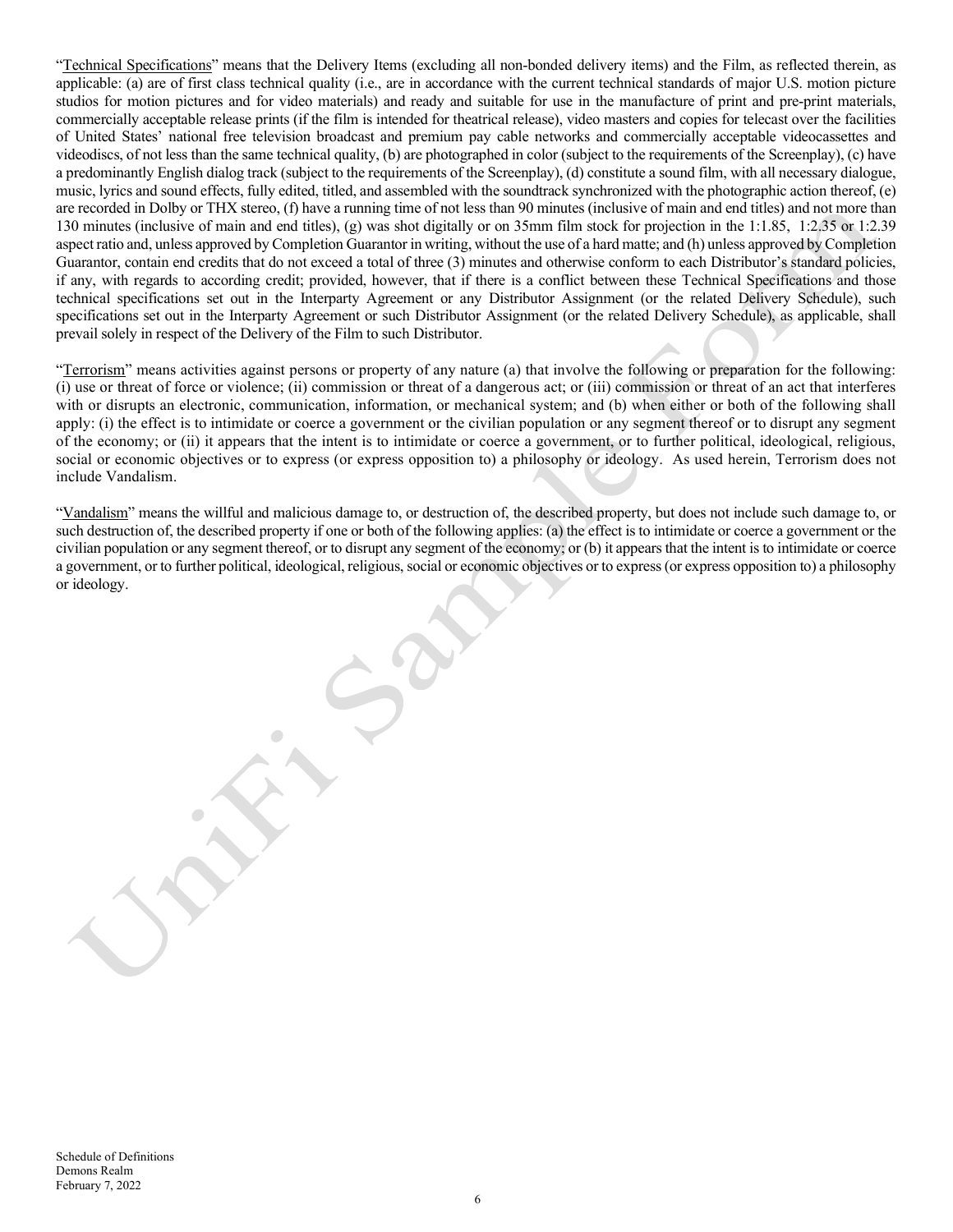"Technical Specifications" means that the Delivery Items (excluding all non-bonded delivery items) and the Film, as reflected therein, as applicable: (a) are of first class technical quality (i.e., are in accordance with the current technical standards of major U.S. motion picture studios for motion pictures and for video materials) and ready and suitable for use in the manufacture of print and pre-print materials, commercially acceptable release prints (if the film is intended for theatrical release), video masters and copies for telecast over the facilities of United States' national free television broadcast and premium pay cable networks and commercially acceptable videocassettes and videodiscs, of not less than the same technical quality, (b) are photographed in color (subject to the requirements of the Screenplay), (c) have a predominantly English dialog track (subject to the requirements of the Screenplay), (d) constitute a sound film, with all necessary dialogue, music, lyrics and sound effects, fully edited, titled, and assembled with the soundtrack synchronized with the photographic action thereof, (e) are recorded in Dolby or THX stereo, (f) have a running time of not less than 90 minutes (inclusive of main and end titles) and not more than 130 minutes (inclusive of main and end titles), (g) was shot digitally or on 35mm film stock for projection in the 1:1.85, 1:2.35 or 1:2.39 aspect ratio and, unless approved by Completion Guarantor in writing, without the use of a hard matte; and (h) unless approved by Completion Guarantor, contain end credits that do not exceed a total of three (3) minutes and otherwise conform to each Distributor's standard policies, if any, with regards to according credit; provided, however, that if there is a conflict between these Technical Specifications and those technical specifications set out in the Interparty Agreement or any Distributor Assignment (or the related Delivery Schedule), such specifications set out in the Interparty Agreement or such Distributor Assignment (or the related Delivery Schedule), as applicable, shall prevail solely in respect of the Delivery of the Film to such Distributor.

"Terrorism" means activities against persons or property of any nature (a) that involve the following or preparation for the following: (i) use or threat of force or violence; (ii) commission or threat of a dangerous act; or (iii) commission or threat of an act that interferes with or disrupts an electronic, communication, information, or mechanical system; and (b) when either or both of the following shall apply: (i) the effect is to intimidate or coerce a government or the civilian population or any segment thereof or to disrupt any segment of the economy; or (ii) it appears that the intent is to intimidate or coerce a government, or to further political, ideological, religious, social or economic objectives or to express (or express opposition to) a philosophy or ideology. As used herein, Terrorism does not include Vandalism.

"Vandalism" means the willful and malicious damage to, or destruction of, the described property, but does not include such damage to, or such destruction of, the described property if one or both of the following applies: (a) the effect is to intimidate or coerce a government or the civilian population or any segment thereof, or to disrupt any segment of the economy; or (b) it appears that the intent is to intimidate or coerce a government, or to further political, ideological, religious, social or economic objectives or to express (or express opposition to) a philosophy or ideology.